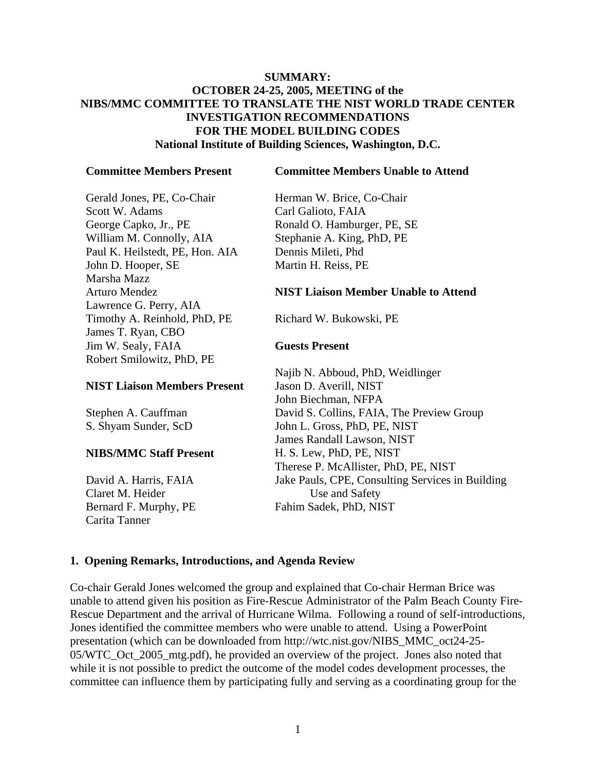# SUMMARY:
# OCTOBER 24-25, 2005, MEETING of the NIBS/MMC COMMITTEE TO TRANSLATE THE NIST WORLD TRADE CENTER INVESTIGATION RECOMMENDATIONS FOR THE MODEL BUILDING CODES

**National Institute of Building Sciences, Washington, D.C.**

**Committee Members Present**

Gerald Jones, PE, Co-Chair
Scott W. Adams
George Capko, Jr., PE
William M. Connolly, AIA
Paul K. Heilstedt, PE, Hon. AIA
John D. Hooper, SE
Marsha Mazz
Arturo Mendez
Lawrence G. Perry, AIA
Timothy A. Reinhold, PhD, PE
James T. Ryan, CBO
Jim W. Sealy, FAIA
Robert Smilowitz, PhD, PE

**NIST Liaison Members Present**

Stephen A. Cauffman
S. Shyam Sunder, ScD

**NIBS/MMC Staff Present**

David A. Harris, FAIA
Claret M. Heider
Bernard F. Murphy, PE
Carita Tanner

**Committee Members Unable to Attend**

Herman W. Brice, Co-Chair
Carl Galioto, FAIA
Ronald O. Hamburger, PE, SE
Stephanie A. King, PhD, PE
Dennis Mileti, Phd
Martin H. Reiss, PE

**NIST Liaison Member Unable to Attend**

Richard W. Bukowski, PE

**Guests Present**

Najib N. Abboud, PhD, Weidlinger
Jason D. Averill, NIST
John Biechman, NFPA
David S. Collins, FAIA, The Preview Group
John L. Gross, PhD, PE, NIST
James Randall Lawson, NIST
H. S. Lew, PhD, PE, NIST
Therese P. McAllister, PhD, PE, NIST
Jake Pauls, CPE, Consulting Services in Building Use and Safety
Fahim Sadek, PhD, NIST

## 1. Opening Remarks, Introductions, and Agenda Review

Co-chair Gerald Jones welcomed the group and explained that Co-chair Herman Brice was unable to attend given his position as Fire-Rescue Administrator of the Palm Beach County Fire-Rescue Department and the arrival of Hurricane Wilma. Following a round of self-introductions, Jones identified the committee members who were unable to attend. Using a PowerPoint presentation (which can be downloaded from http://wtc.nist.gov/NIBS_MMC_oct24-25-05/WTC_Oct_2005_mtg.pdf), he provided an overview of the project. Jones also noted that while it is not possible to predict the outcome of the model codes development processes, the committee can influence them by participating fully and serving as a coordinating group for the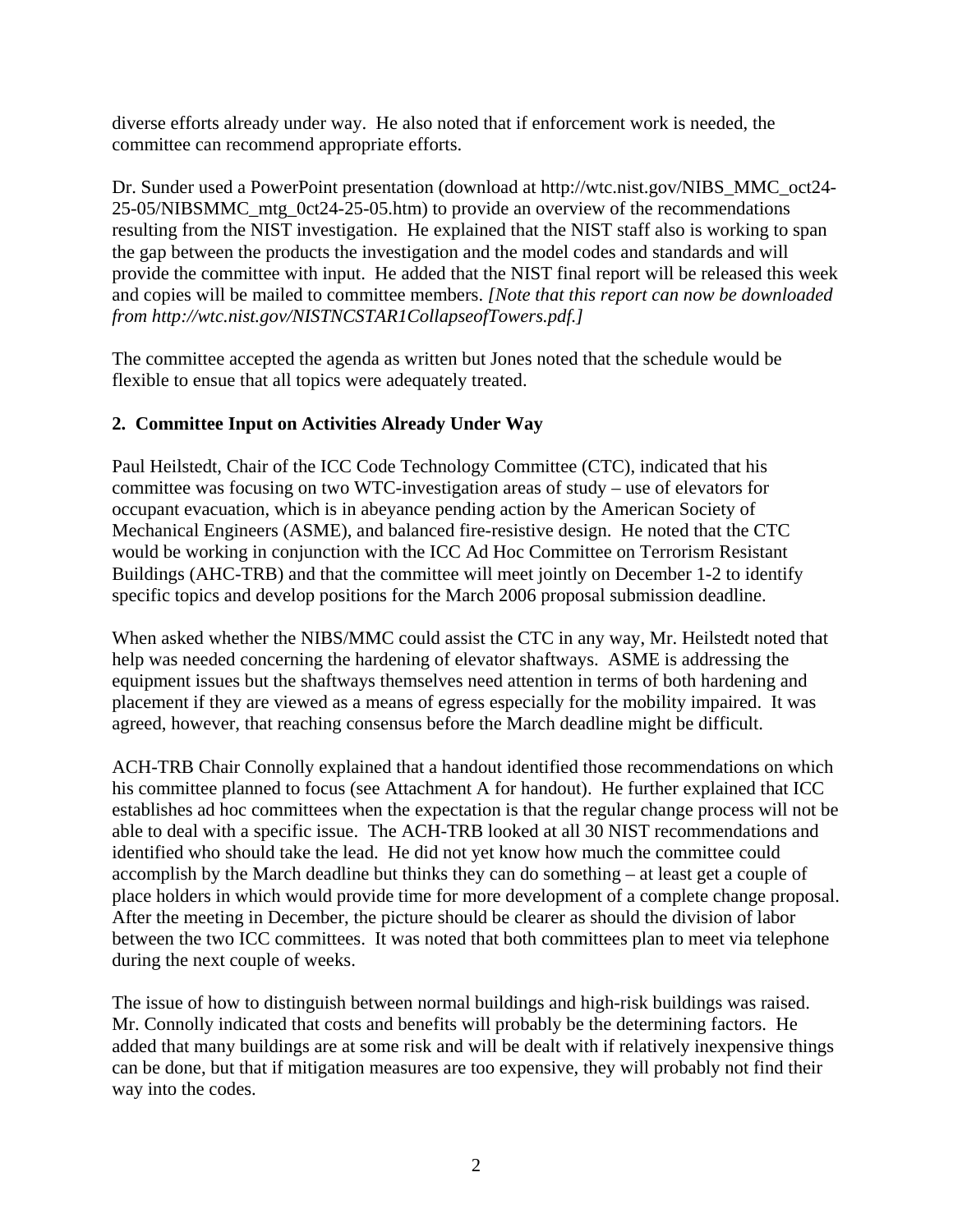diverse efforts already under way. He also noted that if enforcement work is needed, the committee can recommend appropriate efforts.

Dr. Sunder used a PowerPoint presentation (download at http://wtc.nist.gov/NIBS_MMC_oct24-25-05/NIBSMMC_mtg_0ct24-25-05.htm) to provide an overview of the recommendations resulting from the NIST investigation. He explained that the NIST staff also is working to span the gap between the products the investigation and the model codes and standards and will provide the committee with input. He added that the NIST final report will be released this week and copies will be mailed to committee members. *[Note that this report can now be downloaded from http://wtc.nist.gov/NISTNCSTAR1CollapseofTowers.pdf.]*

The committee accepted the agenda as written but Jones noted that the schedule would be flexible to ensue that all topics were adequately treated.

## 2. Committee Input on Activities Already Under Way

Paul Heilstedt, Chair of the ICC Code Technology Committee (CTC), indicated that his committee was focusing on two WTC-investigation areas of study – use of elevators for occupant evacuation, which is in abeyance pending action by the American Society of Mechanical Engineers (ASME), and balanced fire-resistive design. He noted that the CTC would be working in conjunction with the ICC Ad Hoc Committee on Terrorism Resistant Buildings (AHC-TRB) and that the committee will meet jointly on December 1-2 to identify specific topics and develop positions for the March 2006 proposal submission deadline.

When asked whether the NIBS/MMC could assist the CTC in any way, Mr. Heilstedt noted that help was needed concerning the hardening of elevator shaftways. ASME is addressing the equipment issues but the shaftways themselves need attention in terms of both hardening and placement if they are viewed as a means of egress especially for the mobility impaired. It was agreed, however, that reaching consensus before the March deadline might be difficult.

ACH-TRB Chair Connolly explained that a handout identified those recommendations on which his committee planned to focus (see Attachment A for handout). He further explained that ICC establishes ad hoc committees when the expectation is that the regular change process will not be able to deal with a specific issue. The ACH-TRB looked at all 30 NIST recommendations and identified who should take the lead. He did not yet know how much the committee could accomplish by the March deadline but thinks they can do something – at least get a couple of place holders in which would provide time for more development of a complete change proposal. After the meeting in December, the picture should be clearer as should the division of labor between the two ICC committees. It was noted that both committees plan to meet via telephone during the next couple of weeks.

The issue of how to distinguish between normal buildings and high-risk buildings was raised. Mr. Connolly indicated that costs and benefits will probably be the determining factors. He added that many buildings are at some risk and will be dealt with if relatively inexpensive things can be done, but that if mitigation measures are too expensive, they will probably not find their way into the codes.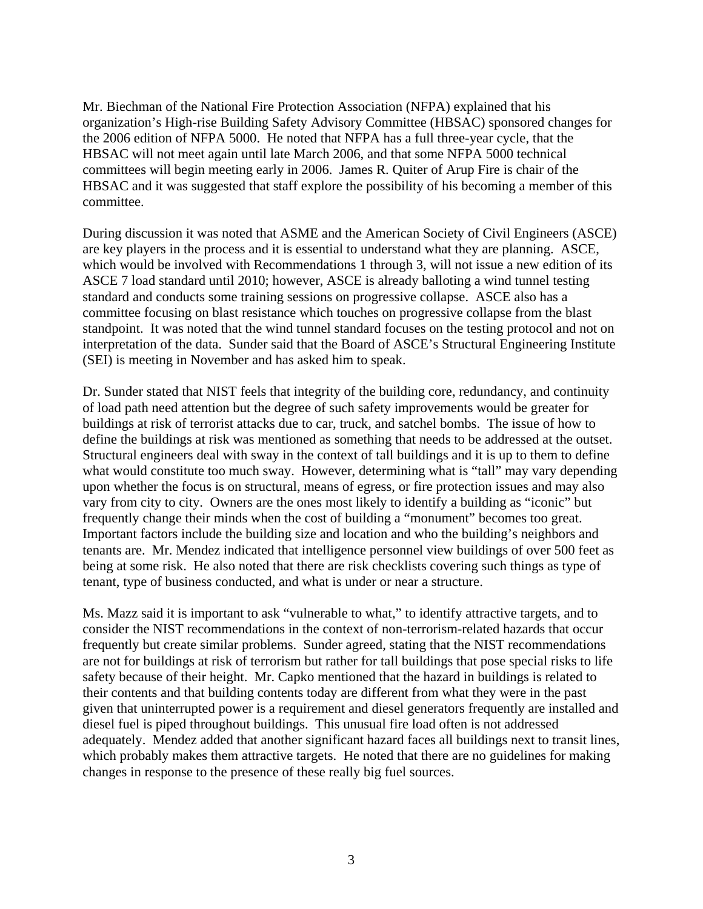Mr. Biechman of the National Fire Protection Association (NFPA) explained that his organization's High-rise Building Safety Advisory Committee (HBSAC) sponsored changes for the 2006 edition of NFPA 5000. He noted that NFPA has a full three-year cycle, that the HBSAC will not meet again until late March 2006, and that some NFPA 5000 technical committees will begin meeting early in 2006. James R. Quiter of Arup Fire is chair of the HBSAC and it was suggested that staff explore the possibility of his becoming a member of this committee.

During discussion it was noted that ASME and the American Society of Civil Engineers (ASCE) are key players in the process and it is essential to understand what they are planning. ASCE, which would be involved with Recommendations 1 through 3, will not issue a new edition of its ASCE 7 load standard until 2010; however, ASCE is already balloting a wind tunnel testing standard and conducts some training sessions on progressive collapse. ASCE also has a committee focusing on blast resistance which touches on progressive collapse from the blast standpoint. It was noted that the wind tunnel standard focuses on the testing protocol and not on interpretation of the data. Sunder said that the Board of ASCE's Structural Engineering Institute (SEI) is meeting in November and has asked him to speak.

Dr. Sunder stated that NIST feels that integrity of the building core, redundancy, and continuity of load path need attention but the degree of such safety improvements would be greater for buildings at risk of terrorist attacks due to car, truck, and satchel bombs. The issue of how to define the buildings at risk was mentioned as something that needs to be addressed at the outset. Structural engineers deal with sway in the context of tall buildings and it is up to them to define what would constitute too much sway. However, determining what is "tall" may vary depending upon whether the focus is on structural, means of egress, or fire protection issues and may also vary from city to city. Owners are the ones most likely to identify a building as "iconic" but frequently change their minds when the cost of building a "monument" becomes too great. Important factors include the building size and location and who the building's neighbors and tenants are. Mr. Mendez indicated that intelligence personnel view buildings of over 500 feet as being at some risk. He also noted that there are risk checklists covering such things as type of tenant, type of business conducted, and what is under or near a structure.

Ms. Mazz said it is important to ask "vulnerable to what," to identify attractive targets, and to consider the NIST recommendations in the context of non-terrorism-related hazards that occur frequently but create similar problems. Sunder agreed, stating that the NIST recommendations are not for buildings at risk of terrorism but rather for tall buildings that pose special risks to life safety because of their height. Mr. Capko mentioned that the hazard in buildings is related to their contents and that building contents today are different from what they were in the past given that uninterrupted power is a requirement and diesel generators frequently are installed and diesel fuel is piped throughout buildings. This unusual fire load often is not addressed adequately. Mendez added that another significant hazard faces all buildings next to transit lines, which probably makes them attractive targets. He noted that there are no guidelines for making changes in response to the presence of these really big fuel sources.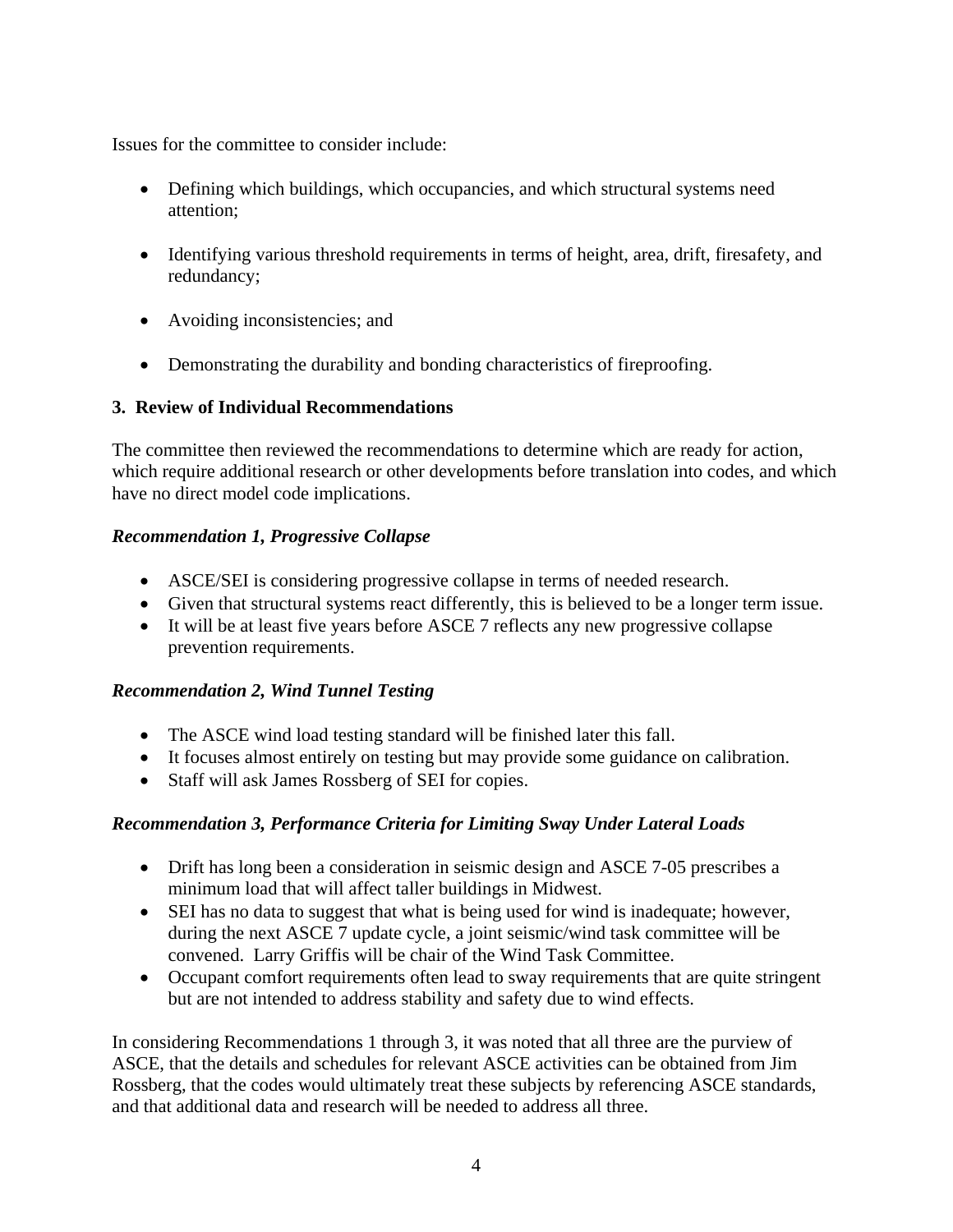Issues for the committee to consider include:

- Defining which buildings, which occupancies, and which structural systems need attention;
- Identifying various threshold requirements in terms of height, area, drift, firesafety, and redundancy;
- Avoiding inconsistencies; and
- Demonstrating the durability and bonding characteristics of fireproofing.

### 3. Review of Individual Recommendations

The committee then reviewed the recommendations to determine which are ready for action, which require additional research or other developments before translation into codes, and which have no direct model code implications.

#### *Recommendation 1, Progressive Collapse*

- ASCE/SEI is considering progressive collapse in terms of needed research.
- Given that structural systems react differently, this is believed to be a longer term issue.
- It will be at least five years before ASCE 7 reflects any new progressive collapse prevention requirements.

#### *Recommendation 2, Wind Tunnel Testing*

- The ASCE wind load testing standard will be finished later this fall.
- It focuses almost entirely on testing but may provide some guidance on calibration.
- Staff will ask James Rossberg of SEI for copies.

#### *Recommendation 3, Performance Criteria for Limiting Sway Under Lateral Loads*

- Drift has long been a consideration in seismic design and ASCE 7-05 prescribes a minimum load that will affect taller buildings in Midwest.
- SEI has no data to suggest that what is being used for wind is inadequate; however, during the next ASCE 7 update cycle, a joint seismic/wind task committee will be convened. Larry Griffis will be chair of the Wind Task Committee.
- Occupant comfort requirements often lead to sway requirements that are quite stringent but are not intended to address stability and safety due to wind effects.

In considering Recommendations 1 through 3, it was noted that all three are the purview of ASCE, that the details and schedules for relevant ASCE activities can be obtained from Jim Rossberg, that the codes would ultimately treat these subjects by referencing ASCE standards, and that additional data and research will be needed to address all three.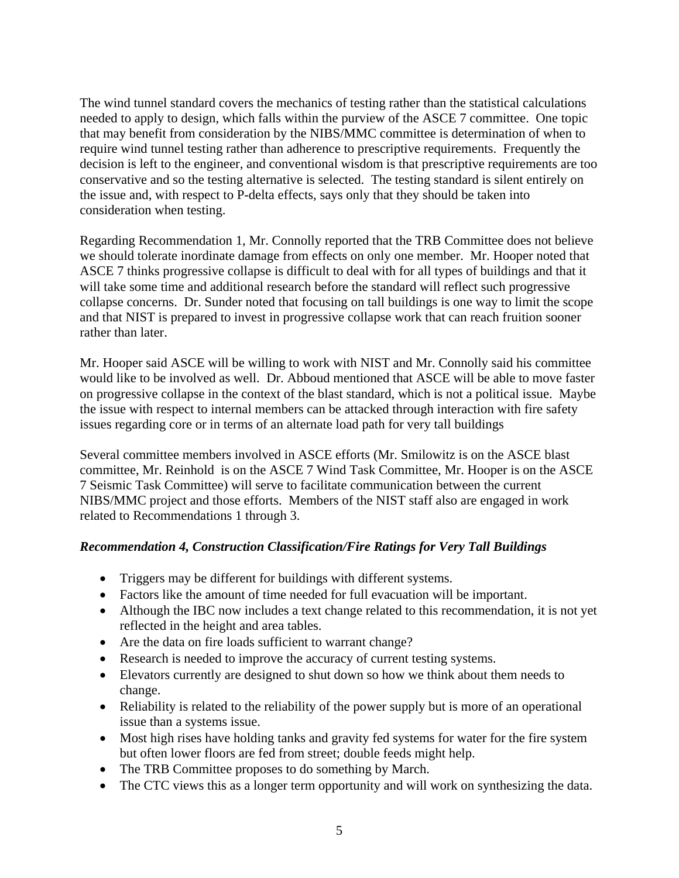The wind tunnel standard covers the mechanics of testing rather than the statistical calculations needed to apply to design, which falls within the purview of the ASCE 7 committee. One topic that may benefit from consideration by the NIBS/MMC committee is determination of when to require wind tunnel testing rather than adherence to prescriptive requirements. Frequently the decision is left to the engineer, and conventional wisdom is that prescriptive requirements are too conservative and so the testing alternative is selected. The testing standard is silent entirely on the issue and, with respect to P-delta effects, says only that they should be taken into consideration when testing.

Regarding Recommendation 1, Mr. Connolly reported that the TRB Committee does not believe we should tolerate inordinate damage from effects on only one member. Mr. Hooper noted that ASCE 7 thinks progressive collapse is difficult to deal with for all types of buildings and that it will take some time and additional research before the standard will reflect such progressive collapse concerns. Dr. Sunder noted that focusing on tall buildings is one way to limit the scope and that NIST is prepared to invest in progressive collapse work that can reach fruition sooner rather than later.

Mr. Hooper said ASCE will be willing to work with NIST and Mr. Connolly said his committee would like to be involved as well. Dr. Abboud mentioned that ASCE will be able to move faster on progressive collapse in the context of the blast standard, which is not a political issue. Maybe the issue with respect to internal members can be attacked through interaction with fire safety issues regarding core or in terms of an alternate load path for very tall buildings

Several committee members involved in ASCE efforts (Mr. Smilowitz is on the ASCE blast committee, Mr. Reinhold is on the ASCE 7 Wind Task Committee, Mr. Hooper is on the ASCE 7 Seismic Task Committee) will serve to facilitate communication between the current NIBS/MMC project and those efforts. Members of the NIST staff also are engaged in work related to Recommendations 1 through 3.

***Recommendation 4, Construction Classification/Fire Ratings for Very Tall Buildings***

- Triggers may be different for buildings with different systems.
- Factors like the amount of time needed for full evacuation will be important.
- Although the IBC now includes a text change related to this recommendation, it is not yet reflected in the height and area tables.
- Are the data on fire loads sufficient to warrant change?
- Research is needed to improve the accuracy of current testing systems.
- Elevators currently are designed to shut down so how we think about them needs to change.
- Reliability is related to the reliability of the power supply but is more of an operational issue than a systems issue.
- Most high rises have holding tanks and gravity fed systems for water for the fire system but often lower floors are fed from street; double feeds might help.
- The TRB Committee proposes to do something by March.
- The CTC views this as a longer term opportunity and will work on synthesizing the data.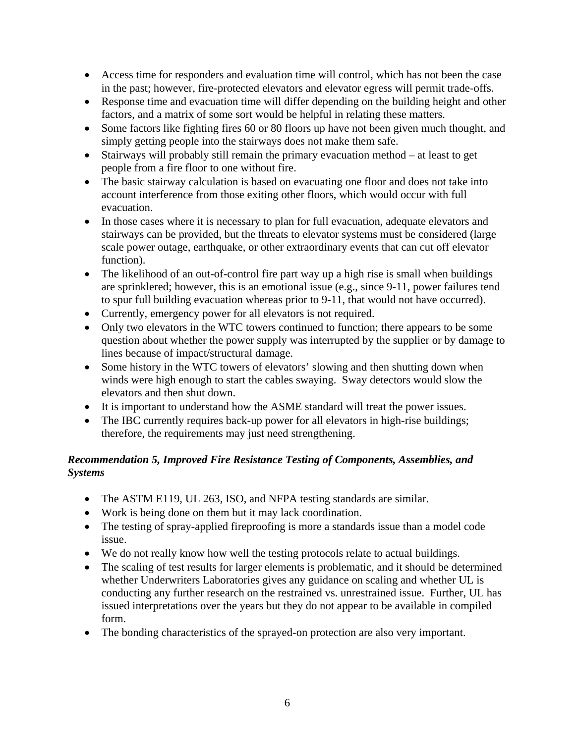- Access time for responders and evaluation time will control, which has not been the case in the past; however, fire-protected elevators and elevator egress will permit trade-offs.
- Response time and evacuation time will differ depending on the building height and other factors, and a matrix of some sort would be helpful in relating these matters.
- Some factors like fighting fires 60 or 80 floors up have not been given much thought, and simply getting people into the stairways does not make them safe.
- Stairways will probably still remain the primary evacuation method – at least to get people from a fire floor to one without fire.
- The basic stairway calculation is based on evacuating one floor and does not take into account interference from those exiting other floors, which would occur with full evacuation.
- In those cases where it is necessary to plan for full evacuation, adequate elevators and stairways can be provided, but the threats to elevator systems must be considered (large scale power outage, earthquake, or other extraordinary events that can cut off elevator function).
- The likelihood of an out-of-control fire part way up a high rise is small when buildings are sprinklered; however, this is an emotional issue (e.g., since 9-11, power failures tend to spur full building evacuation whereas prior to 9-11, that would not have occurred).
- Currently, emergency power for all elevators is not required.
- Only two elevators in the WTC towers continued to function; there appears to be some question about whether the power supply was interrupted by the supplier or by damage to lines because of impact/structural damage.
- Some history in the WTC towers of elevators' slowing and then shutting down when winds were high enough to start the cables swaying. Sway detectors would slow the elevators and then shut down.
- It is important to understand how the ASME standard will treat the power issues.
- The IBC currently requires back-up power for all elevators in high-rise buildings; therefore, the requirements may just need strengthening.

***Recommendation 5, Improved Fire Resistance Testing of Components, Assemblies, and Systems***

- The ASTM E119, UL 263, ISO, and NFPA testing standards are similar.
- Work is being done on them but it may lack coordination.
- The testing of spray-applied fireproofing is more a standards issue than a model code issue.
- We do not really know how well the testing protocols relate to actual buildings.
- The scaling of test results for larger elements is problematic, and it should be determined whether Underwriters Laboratories gives any guidance on scaling and whether UL is conducting any further research on the restrained vs. unrestrained issue. Further, UL has issued interpretations over the years but they do not appear to be available in compiled form.
- The bonding characteristics of the sprayed-on protection are also very important.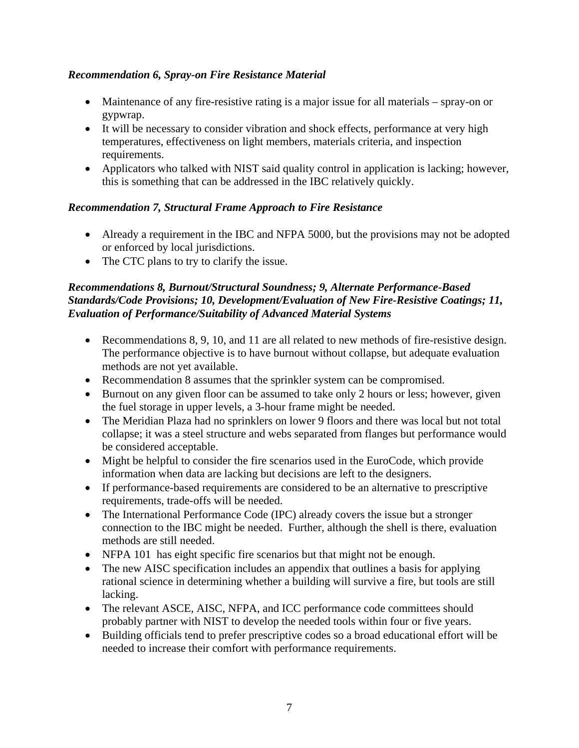***Recommendation 6, Spray-on Fire Resistance Material***

- Maintenance of any fire-resistive rating is a major issue for all materials – spray-on or gypwrap.
- It will be necessary to consider vibration and shock effects, performance at very high temperatures, effectiveness on light members, materials criteria, and inspection requirements.
- Applicators who talked with NIST said quality control in application is lacking; however, this is something that can be addressed in the IBC relatively quickly.

***Recommendation 7, Structural Frame Approach to Fire Resistance***

- Already a requirement in the IBC and NFPA 5000, but the provisions may not be adopted or enforced by local jurisdictions.
- The CTC plans to try to clarify the issue.

***Recommendations 8, Burnout/Structural Soundness; 9, Alternate Performance-Based Standards/Code Provisions; 10, Development/Evaluation of New Fire-Resistive Coatings; 11, Evaluation of Performance/Suitability of Advanced Material Systems***

- Recommendations 8, 9, 10, and 11 are all related to new methods of fire-resistive design. The performance objective is to have burnout without collapse, but adequate evaluation methods are not yet available.
- Recommendation 8 assumes that the sprinkler system can be compromised.
- Burnout on any given floor can be assumed to take only 2 hours or less; however, given the fuel storage in upper levels, a 3-hour frame might be needed.
- The Meridian Plaza had no sprinklers on lower 9 floors and there was local but not total collapse; it was a steel structure and webs separated from flanges but performance would be considered acceptable.
- Might be helpful to consider the fire scenarios used in the EuroCode, which provide information when data are lacking but decisions are left to the designers.
- If performance-based requirements are considered to be an alternative to prescriptive requirements, trade-offs will be needed.
- The International Performance Code (IPC) already covers the issue but a stronger connection to the IBC might be needed. Further, although the shell is there, evaluation methods are still needed.
- NFPA 101 has eight specific fire scenarios but that might not be enough.
- The new AISC specification includes an appendix that outlines a basis for applying rational science in determining whether a building will survive a fire, but tools are still lacking.
- The relevant ASCE, AISC, NFPA, and ICC performance code committees should probably partner with NIST to develop the needed tools within four or five years.
- Building officials tend to prefer prescriptive codes so a broad educational effort will be needed to increase their comfort with performance requirements.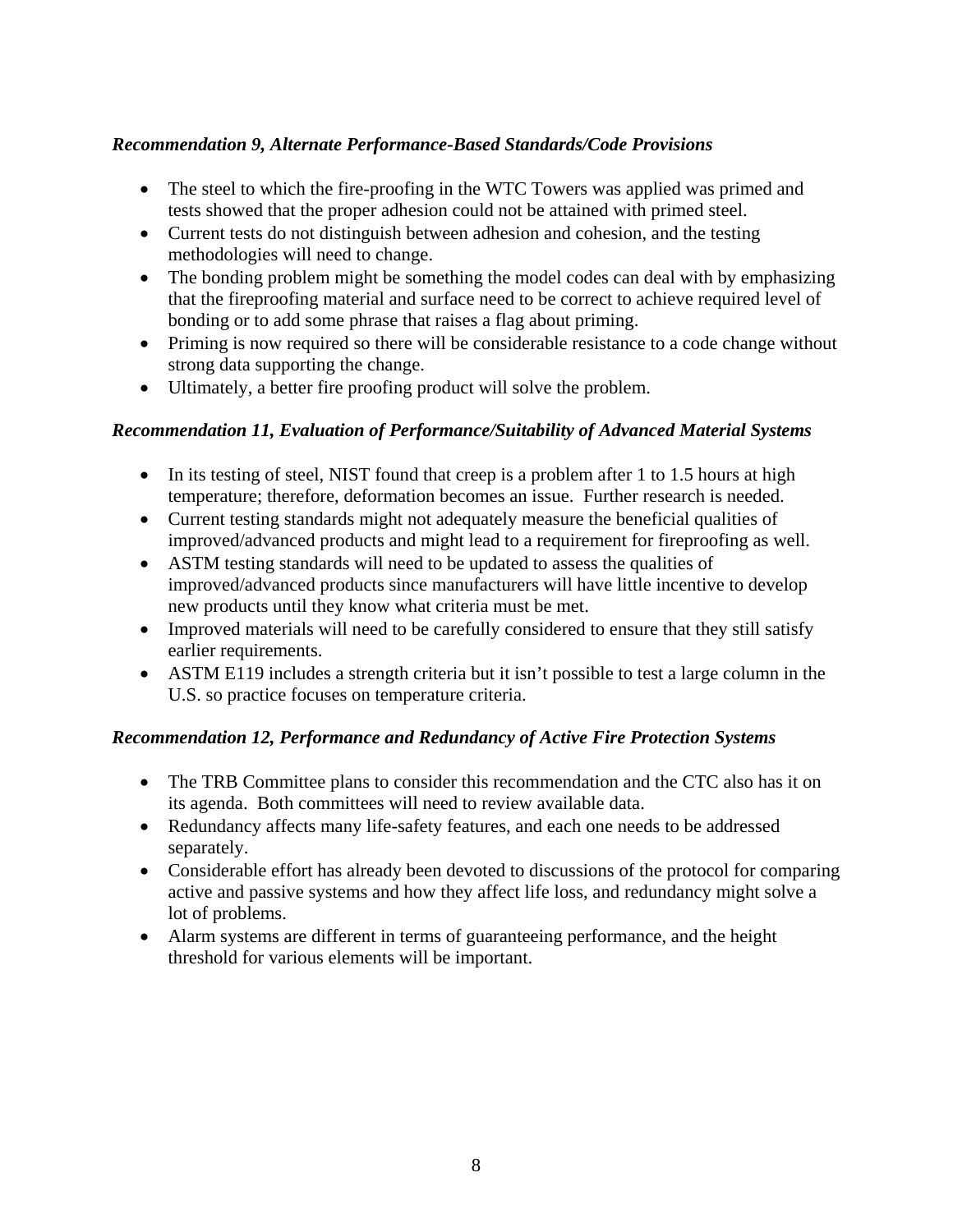*Recommendation 9, Alternate Performance-Based Standards/Code Provisions*

- The steel to which the fire-proofing in the WTC Towers was applied was primed and tests showed that the proper adhesion could not be attained with primed steel.
- Current tests do not distinguish between adhesion and cohesion, and the testing methodologies will need to change.
- The bonding problem might be something the model codes can deal with by emphasizing that the fireproofing material and surface need to be correct to achieve required level of bonding or to add some phrase that raises a flag about priming.
- Priming is now required so there will be considerable resistance to a code change without strong data supporting the change.
- Ultimately, a better fire proofing product will solve the problem.

*Recommendation 11, Evaluation of Performance/Suitability of Advanced Material Systems*

- In its testing of steel, NIST found that creep is a problem after 1 to 1.5 hours at high temperature; therefore, deformation becomes an issue. Further research is needed.
- Current testing standards might not adequately measure the beneficial qualities of improved/advanced products and might lead to a requirement for fireproofing as well.
- ASTM testing standards will need to be updated to assess the qualities of improved/advanced products since manufacturers will have little incentive to develop new products until they know what criteria must be met.
- Improved materials will need to be carefully considered to ensure that they still satisfy earlier requirements.
- ASTM E119 includes a strength criteria but it isn't possible to test a large column in the U.S. so practice focuses on temperature criteria.

*Recommendation 12, Performance and Redundancy of Active Fire Protection Systems*

- The TRB Committee plans to consider this recommendation and the CTC also has it on its agenda. Both committees will need to review available data.
- Redundancy affects many life-safety features, and each one needs to be addressed separately.
- Considerable effort has already been devoted to discussions of the protocol for comparing active and passive systems and how they affect life loss, and redundancy might solve a lot of problems.
- Alarm systems are different in terms of guaranteeing performance, and the height threshold for various elements will be important.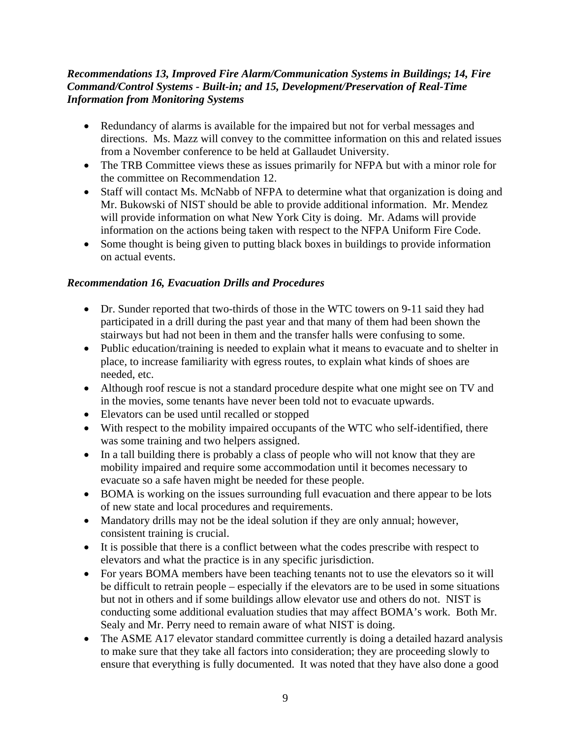***Recommendations 13, Improved Fire Alarm/Communication Systems in Buildings; 14, Fire Command/Control Systems - Built-in; and 15, Development/Preservation of Real-Time Information from Monitoring Systems***

- Redundancy of alarms is available for the impaired but not for verbal messages and directions. Ms. Mazz will convey to the committee information on this and related issues from a November conference to be held at Gallaudet University.
- The TRB Committee views these as issues primarily for NFPA but with a minor role for the committee on Recommendation 12.
- Staff will contact Ms. McNabb of NFPA to determine what that organization is doing and Mr. Bukowski of NIST should be able to provide additional information. Mr. Mendez will provide information on what New York City is doing. Mr. Adams will provide information on the actions being taken with respect to the NFPA Uniform Fire Code.
- Some thought is being given to putting black boxes in buildings to provide information on actual events.

***Recommendation 16, Evacuation Drills and Procedures***

- Dr. Sunder reported that two-thirds of those in the WTC towers on 9-11 said they had participated in a drill during the past year and that many of them had been shown the stairways but had not been in them and the transfer halls were confusing to some.
- Public education/training is needed to explain what it means to evacuate and to shelter in place, to increase familiarity with egress routes, to explain what kinds of shoes are needed, etc.
- Although roof rescue is not a standard procedure despite what one might see on TV and in the movies, some tenants have never been told not to evacuate upwards.
- Elevators can be used until recalled or stopped
- With respect to the mobility impaired occupants of the WTC who self-identified, there was some training and two helpers assigned.
- In a tall building there is probably a class of people who will not know that they are mobility impaired and require some accommodation until it becomes necessary to evacuate so a safe haven might be needed for these people.
- BOMA is working on the issues surrounding full evacuation and there appear to be lots of new state and local procedures and requirements.
- Mandatory drills may not be the ideal solution if they are only annual; however, consistent training is crucial.
- It is possible that there is a conflict between what the codes prescribe with respect to elevators and what the practice is in any specific jurisdiction.
- For years BOMA members have been teaching tenants not to use the elevators so it will be difficult to retrain people – especially if the elevators are to be used in some situations but not in others and if some buildings allow elevator use and others do not. NIST is conducting some additional evaluation studies that may affect BOMA's work. Both Mr. Sealy and Mr. Perry need to remain aware of what NIST is doing.
- The ASME A17 elevator standard committee currently is doing a detailed hazard analysis to make sure that they take all factors into consideration; they are proceeding slowly to ensure that everything is fully documented. It was noted that they have also done a good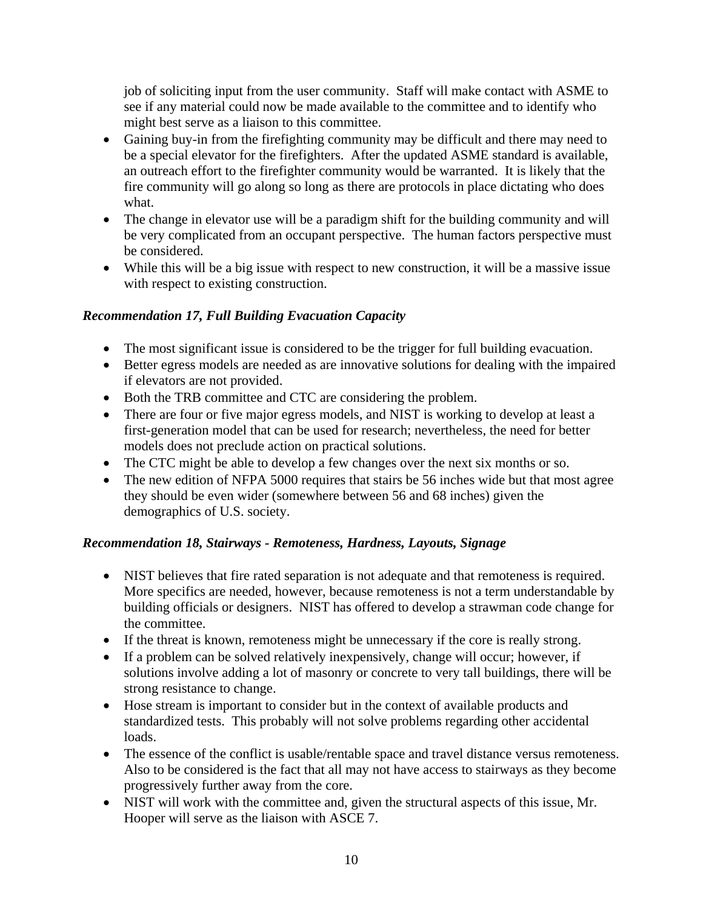job of soliciting input from the user community. Staff will make contact with ASME to see if any material could now be made available to the committee and to identify who might best serve as a liaison to this committee.

- Gaining buy-in from the firefighting community may be difficult and there may need to be a special elevator for the firefighters. After the updated ASME standard is available, an outreach effort to the firefighter community would be warranted. It is likely that the fire community will go along so long as there are protocols in place dictating who does what.
- The change in elevator use will be a paradigm shift for the building community and will be very complicated from an occupant perspective. The human factors perspective must be considered.
- While this will be a big issue with respect to new construction, it will be a massive issue with respect to existing construction.

***Recommendation 17, Full Building Evacuation Capacity***

- The most significant issue is considered to be the trigger for full building evacuation.
- Better egress models are needed as are innovative solutions for dealing with the impaired if elevators are not provided.
- Both the TRB committee and CTC are considering the problem.
- There are four or five major egress models, and NIST is working to develop at least a first-generation model that can be used for research; nevertheless, the need for better models does not preclude action on practical solutions.
- The CTC might be able to develop a few changes over the next six months or so.
- The new edition of NFPA 5000 requires that stairs be 56 inches wide but that most agree they should be even wider (somewhere between 56 and 68 inches) given the demographics of U.S. society.

***Recommendation 18, Stairways - Remoteness, Hardness, Layouts, Signage***

- NIST believes that fire rated separation is not adequate and that remoteness is required. More specifics are needed, however, because remoteness is not a term understandable by building officials or designers. NIST has offered to develop a strawman code change for the committee.
- If the threat is known, remoteness might be unnecessary if the core is really strong.
- If a problem can be solved relatively inexpensively, change will occur; however, if solutions involve adding a lot of masonry or concrete to very tall buildings, there will be strong resistance to change.
- Hose stream is important to consider but in the context of available products and standardized tests. This probably will not solve problems regarding other accidental loads.
- The essence of the conflict is usable/rentable space and travel distance versus remoteness. Also to be considered is the fact that all may not have access to stairways as they become progressively further away from the core.
- NIST will work with the committee and, given the structural aspects of this issue, Mr. Hooper will serve as the liaison with ASCE 7.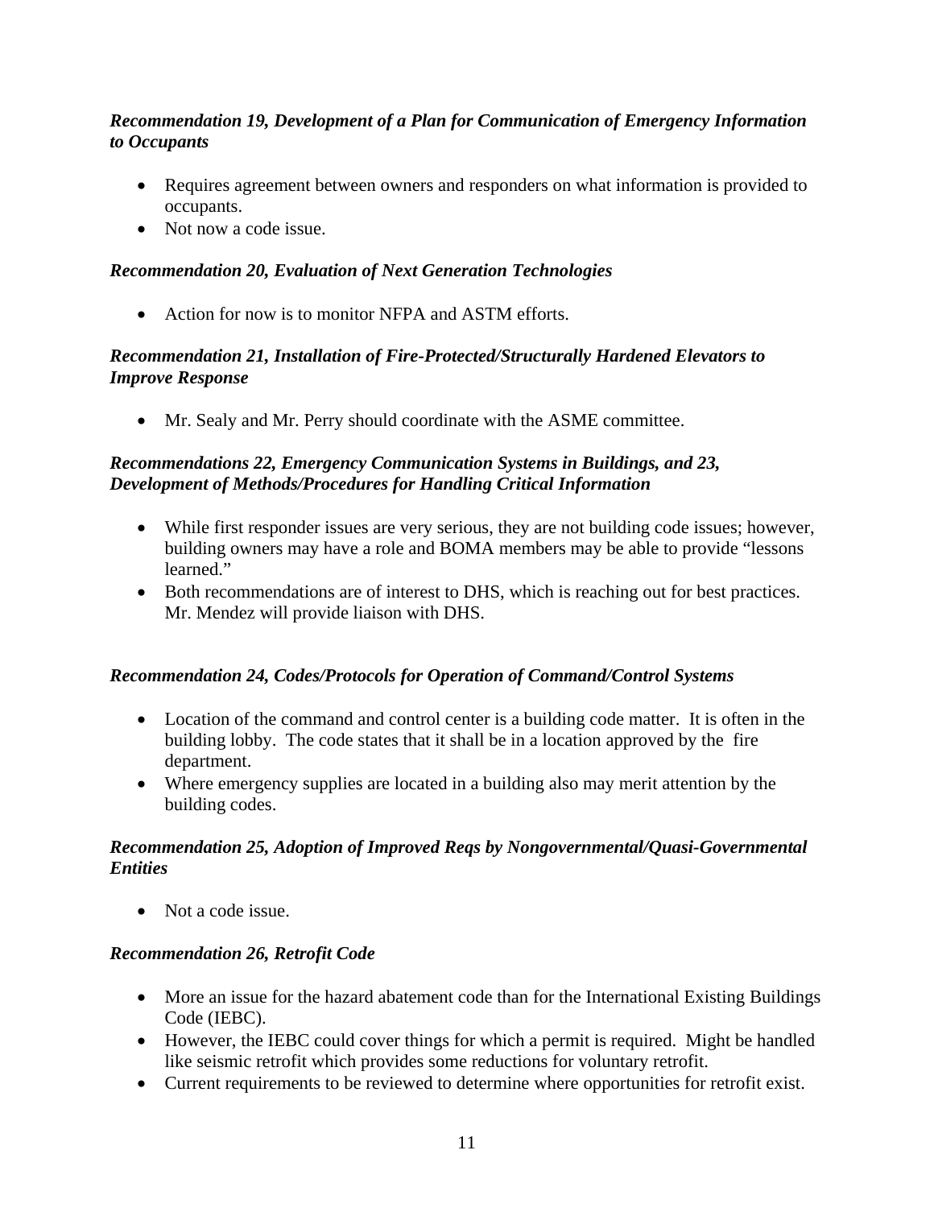***Recommendation 19, Development of a Plan for Communication of Emergency Information to Occupants***

- Requires agreement between owners and responders on what information is provided to occupants.
- Not now a code issue.

***Recommendation 20, Evaluation of Next Generation Technologies***

- Action for now is to monitor NFPA and ASTM efforts.

***Recommendation 21, Installation of Fire-Protected/Structurally Hardened Elevators to Improve Response***

- Mr. Sealy and Mr. Perry should coordinate with the ASME committee.

***Recommendations 22, Emergency Communication Systems in Buildings, and 23, Development of Methods/Procedures for Handling Critical Information***

- While first responder issues are very serious, they are not building code issues; however, building owners may have a role and BOMA members may be able to provide "lessons learned."
- Both recommendations are of interest to DHS, which is reaching out for best practices. Mr. Mendez will provide liaison with DHS.

***Recommendation 24, Codes/Protocols for Operation of Command/Control Systems***

- Location of the command and control center is a building code matter. It is often in the building lobby. The code states that it shall be in a location approved by the fire department.
- Where emergency supplies are located in a building also may merit attention by the building codes.

***Recommendation 25, Adoption of Improved Reqs by Nongovernmental/Quasi-Governmental Entities***

- Not a code issue.

***Recommendation 26, Retrofit Code***

- More an issue for the hazard abatement code than for the International Existing Buildings Code (IEBC).
- However, the IEBC could cover things for which a permit is required. Might be handled like seismic retrofit which provides some reductions for voluntary retrofit.
- Current requirements to be reviewed to determine where opportunities for retrofit exist.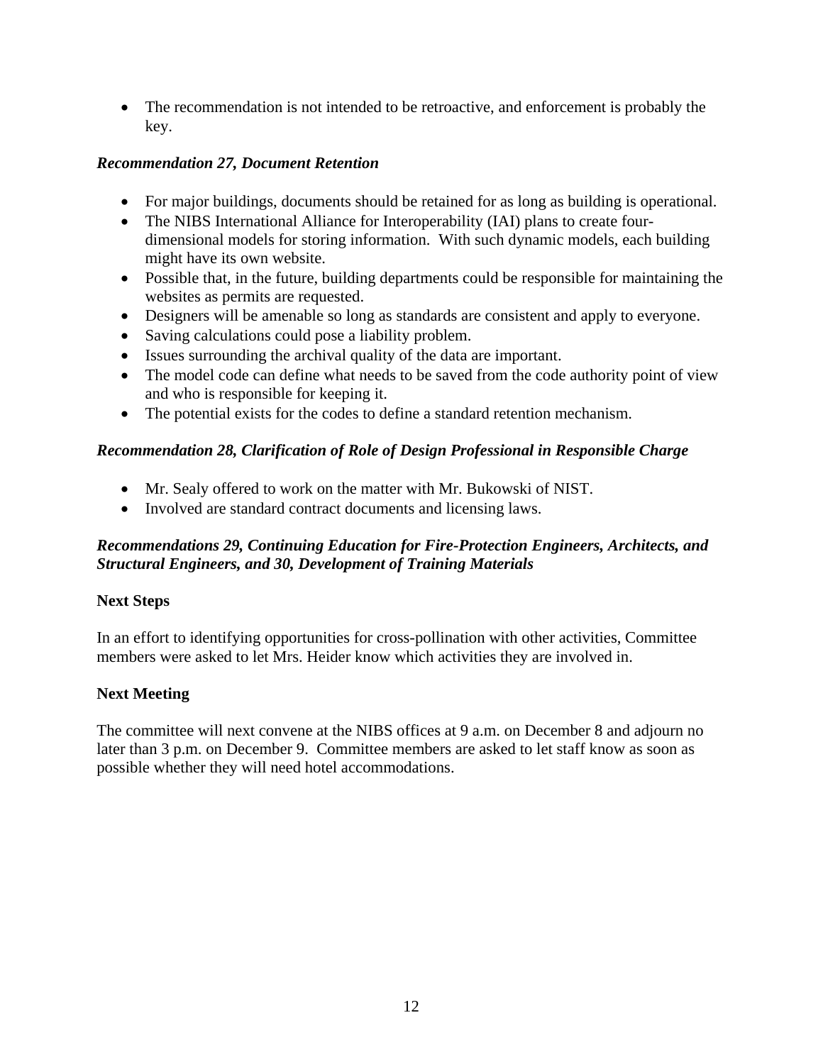- The recommendation is not intended to be retroactive, and enforcement is probably the key.

***Recommendation 27, Document Retention***

- For major buildings, documents should be retained for as long as building is operational.
- The NIBS International Alliance for Interoperability (IAI) plans to create four-dimensional models for storing information. With such dynamic models, each building might have its own website.
- Possible that, in the future, building departments could be responsible for maintaining the websites as permits are requested.
- Designers will be amenable so long as standards are consistent and apply to everyone.
- Saving calculations could pose a liability problem.
- Issues surrounding the archival quality of the data are important.
- The model code can define what needs to be saved from the code authority point of view and who is responsible for keeping it.
- The potential exists for the codes to define a standard retention mechanism.

***Recommendation 28, Clarification of Role of Design Professional in Responsible Charge***

- Mr. Sealy offered to work on the matter with Mr. Bukowski of NIST.
- Involved are standard contract documents and licensing laws.

***Recommendations 29, Continuing Education for Fire-Protection Engineers, Architects, and Structural Engineers, and 30, Development of Training Materials***

**Next Steps**

In an effort to identifying opportunities for cross-pollination with other activities, Committee members were asked to let Mrs. Heider know which activities they are involved in.

**Next Meeting**

The committee will next convene at the NIBS offices at 9 a.m. on December 8 and adjourn no later than 3 p.m. on December 9. Committee members are asked to let staff know as soon as possible whether they will need hotel accommodations.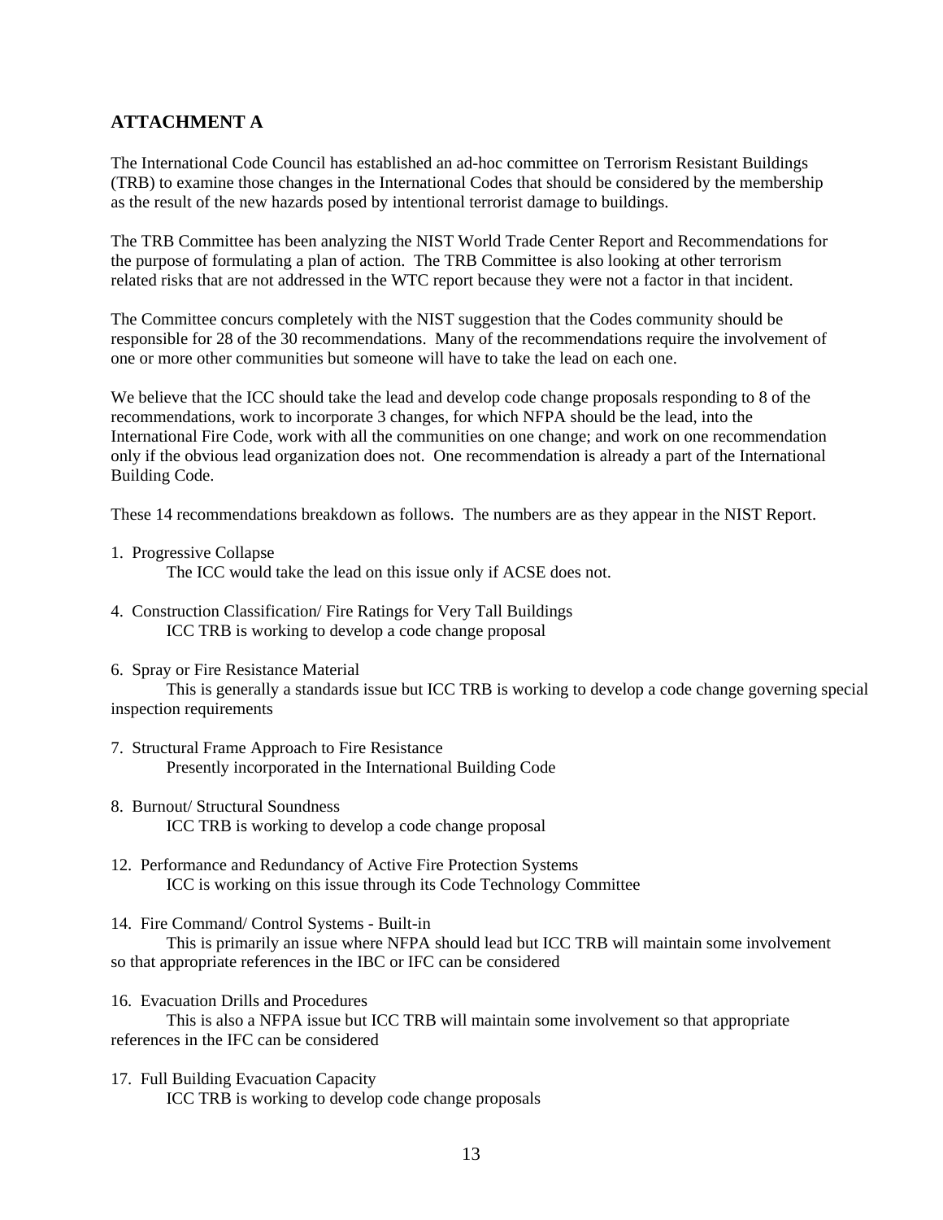## ATTACHMENT A

The International Code Council has established an ad-hoc committee on Terrorism Resistant Buildings (TRB) to examine those changes in the International Codes that should be considered by the membership as the result of the new hazards posed by intentional terrorist damage to buildings.

The TRB Committee has been analyzing the NIST World Trade Center Report and Recommendations for the purpose of formulating a plan of action. The TRB Committee is also looking at other terrorism related risks that are not addressed in the WTC report because they were not a factor in that incident.

The Committee concurs completely with the NIST suggestion that the Codes community should be responsible for 28 of the 30 recommendations. Many of the recommendations require the involvement of one or more other communities but someone will have to take the lead on each one.

We believe that the ICC should take the lead and develop code change proposals responding to 8 of the recommendations, work to incorporate 3 changes, for which NFPA should be the lead, into the International Fire Code, work with all the communities on one change; and work on one recommendation only if the obvious lead organization does not. One recommendation is already a part of the International Building Code.

These 14 recommendations breakdown as follows. The numbers are as they appear in the NIST Report.

1. Progressive Collapse
   The ICC would take the lead on this issue only if ACSE does not.

4. Construction Classification/ Fire Ratings for Very Tall Buildings
   ICC TRB is working to develop a code change proposal

6. Spray or Fire Resistance Material
   This is generally a standards issue but ICC TRB is working to develop a code change governing special inspection requirements

7. Structural Frame Approach to Fire Resistance
   Presently incorporated in the International Building Code

8. Burnout/ Structural Soundness
   ICC TRB is working to develop a code change proposal

12. Performance and Redundancy of Active Fire Protection Systems
    ICC is working on this issue through its Code Technology Committee

14. Fire Command/ Control Systems - Built-in
    This is primarily an issue where NFPA should lead but ICC TRB will maintain some involvement so that appropriate references in the IBC or IFC can be considered

16. Evacuation Drills and Procedures
    This is also a NFPA issue but ICC TRB will maintain some involvement so that appropriate references in the IFC can be considered

17. Full Building Evacuation Capacity
    ICC TRB is working to develop code change proposals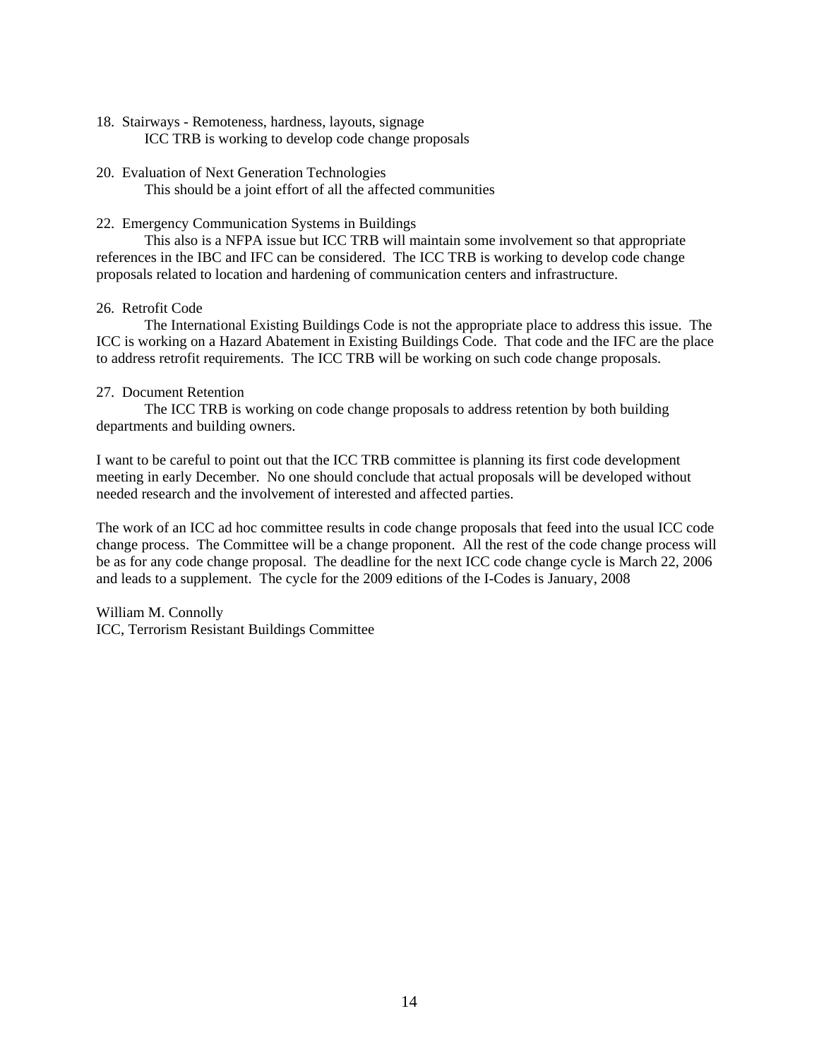18. Stairways - Remoteness, hardness, layouts, signage

ICC TRB is working to develop code change proposals

20. Evaluation of Next Generation Technologies

This should be a joint effort of all the affected communities

22. Emergency Communication Systems in Buildings

This also is a NFPA issue but ICC TRB will maintain some involvement so that appropriate references in the IBC and IFC can be considered. The ICC TRB is working to develop code change proposals related to location and hardening of communication centers and infrastructure.

26. Retrofit Code

The International Existing Buildings Code is not the appropriate place to address this issue. The ICC is working on a Hazard Abatement in Existing Buildings Code. That code and the IFC are the place to address retrofit requirements. The ICC TRB will be working on such code change proposals.

27. Document Retention

The ICC TRB is working on code change proposals to address retention by both building departments and building owners.

I want to be careful to point out that the ICC TRB committee is planning its first code development meeting in early December. No one should conclude that actual proposals will be developed without needed research and the involvement of interested and affected parties.

The work of an ICC ad hoc committee results in code change proposals that feed into the usual ICC code change process. The Committee will be a change proponent. All the rest of the code change process will be as for any code change proposal. The deadline for the next ICC code change cycle is March 22, 2006 and leads to a supplement. The cycle for the 2009 editions of the I-Codes is January, 2008

William M. Connolly
ICC, Terrorism Resistant Buildings Committee